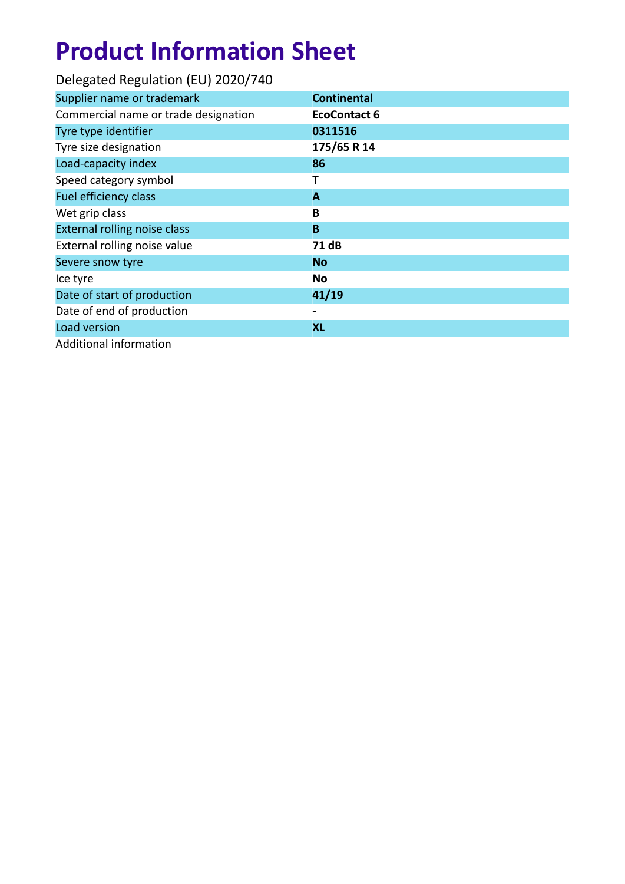# Product Information Sheet

Delegated Regulation (EU) 2020/740

| Supplier name or trademark | **Continental** |
|---|---|
| Commercial name or trade designation | **EcoContact 6** |
| Tyre type identifier | **0311516** |
| Tyre size designation | **175/65 R 14** |
| Load-capacity index | **86** |
| Speed category symbol | **T** |
| Fuel efficiency class | **A** |
| Wet grip class | **B** |
| External rolling noise class | **B** |
| External rolling noise value | **71 dB** |
| Severe snow tyre | **No** |
| Ice tyre | **No** |
| Date of start of production | **41/19** |
| Date of end of production | **-** |
| Load version | **XL** |
| Additional information | |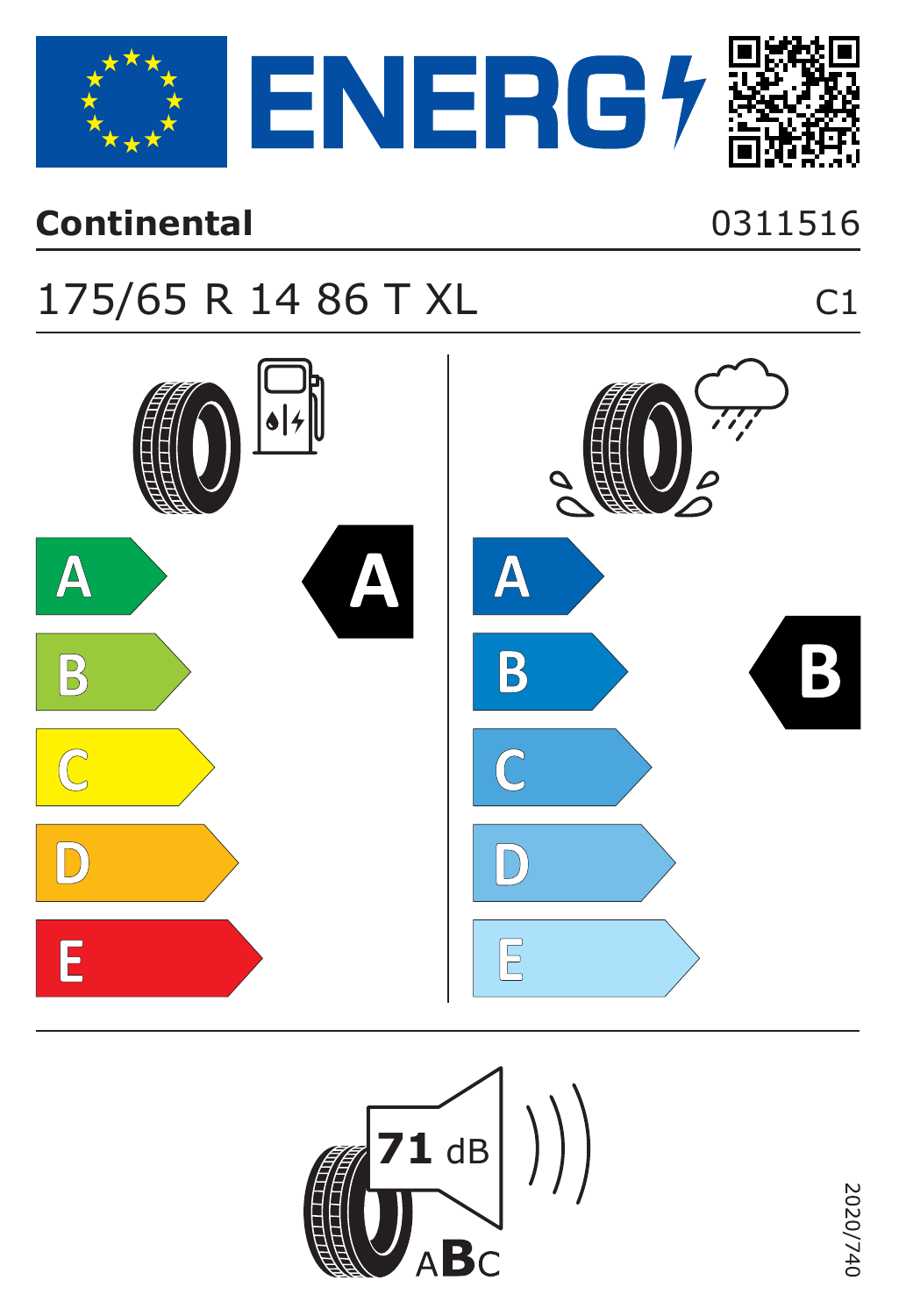# ENERG

**Continental** 0311516

175/65 R 14 86 T XL C1

| Fuel efficiency | Wet grip |
|---|---|
| A | A |
| B | B |
| C | C |
| D | D |
| E | E |
| **Rating: A** | **Rating: B** |

71 dB

A**B**C

2020/740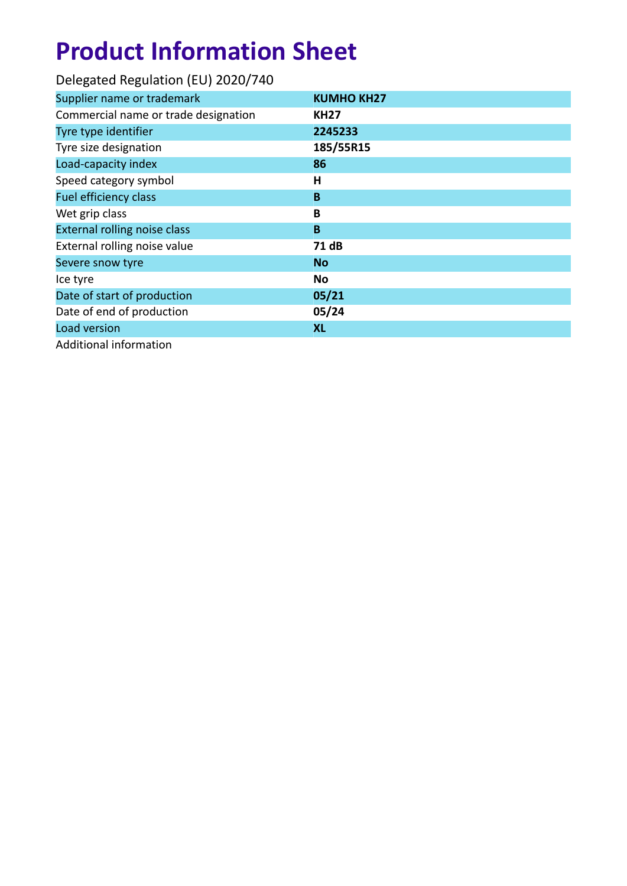# Product Information Sheet

Delegated Regulation (EU) 2020/740

| | |
|---|---|
| Supplier name or trademark | **KUMHO KH27** |
| Commercial name or trade designation | **KH27** |
| Tyre type identifier | **2245233** |
| Tyre size designation | **185/55R15** |
| Load-capacity index | **86** |
| Speed category symbol | **H** |
| Fuel efficiency class | **B** |
| Wet grip class | **B** |
| External rolling noise class | **B** |
| External rolling noise value | **71 dB** |
| Severe snow tyre | **No** |
| Ice tyre | **No** |
| Date of start of production | **05/21** |
| Date of end of production | **05/24** |
| Load version | **XL** |
| Additional information | |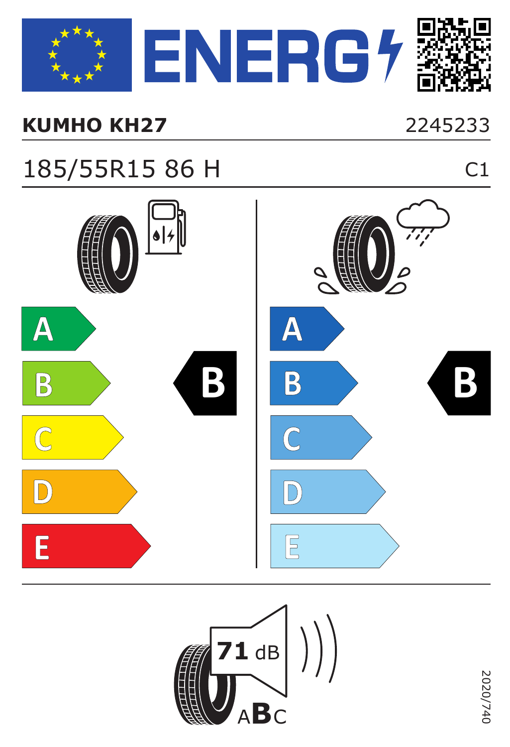# ENERG

**KUMHO KH27** 2245233

185/55R15 86 H C1

| Fuel efficiency | Wet grip |
| --- | --- |
| A | A |
| B | B |
| C | C |
| D | D |
| E | E |
| **B** | **B** |

71 dB

A**B**C

2020/740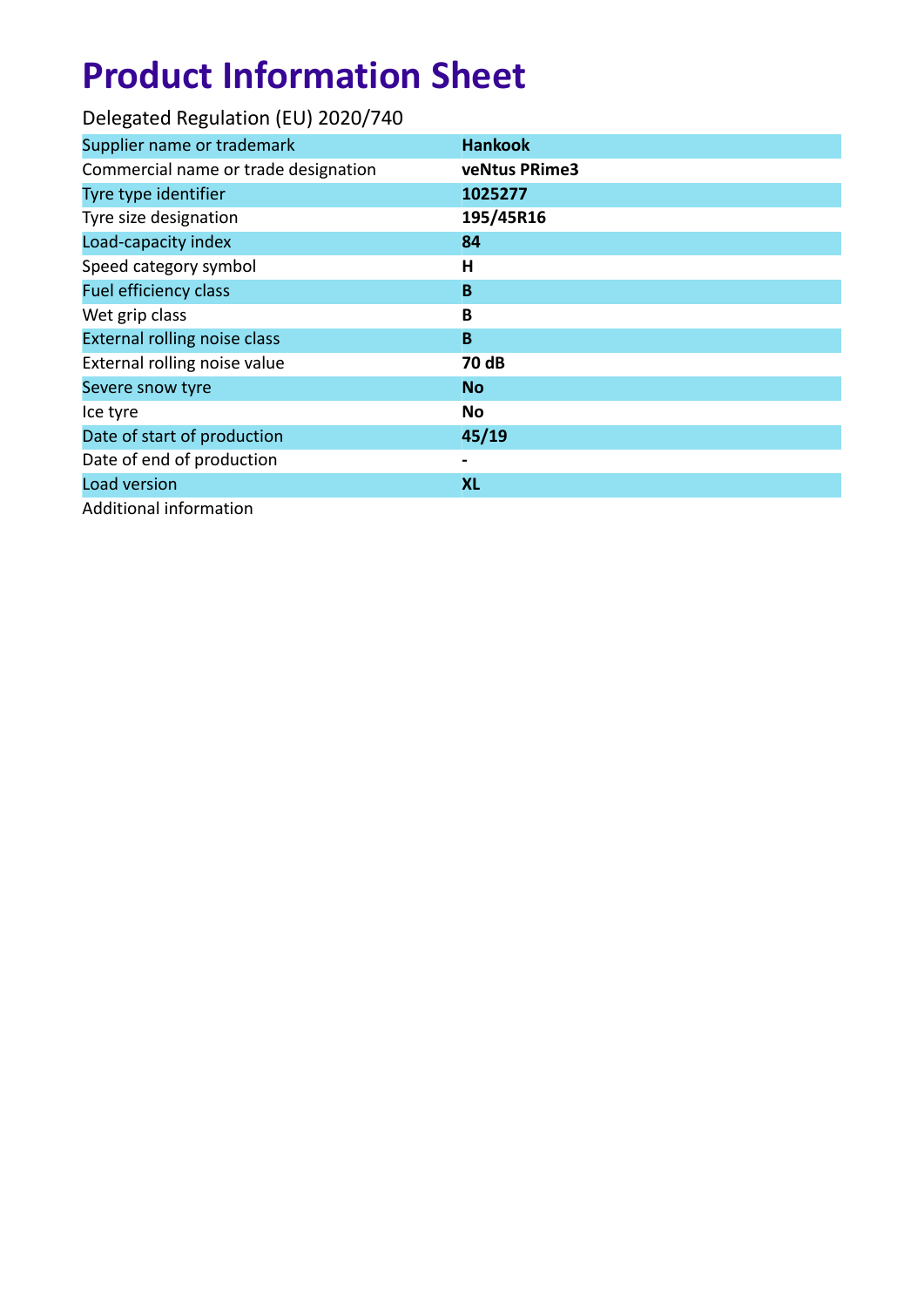# Product Information Sheet

Delegated Regulation (EU) 2020/740

| | |
|---|---|
| Supplier name or trademark | **Hankook** |
| Commercial name or trade designation | **veNtus PRime3** |
| Tyre type identifier | **1025277** |
| Tyre size designation | **195/45R16** |
| Load-capacity index | **84** |
| Speed category symbol | **H** |
| Fuel efficiency class | **B** |
| Wet grip class | **B** |
| External rolling noise class | **B** |
| External rolling noise value | **70 dB** |
| Severe snow tyre | **No** |
| Ice tyre | **No** |
| Date of start of production | **45/19** |
| Date of end of production | **-** |
| Load version | **XL** |
| Additional information | |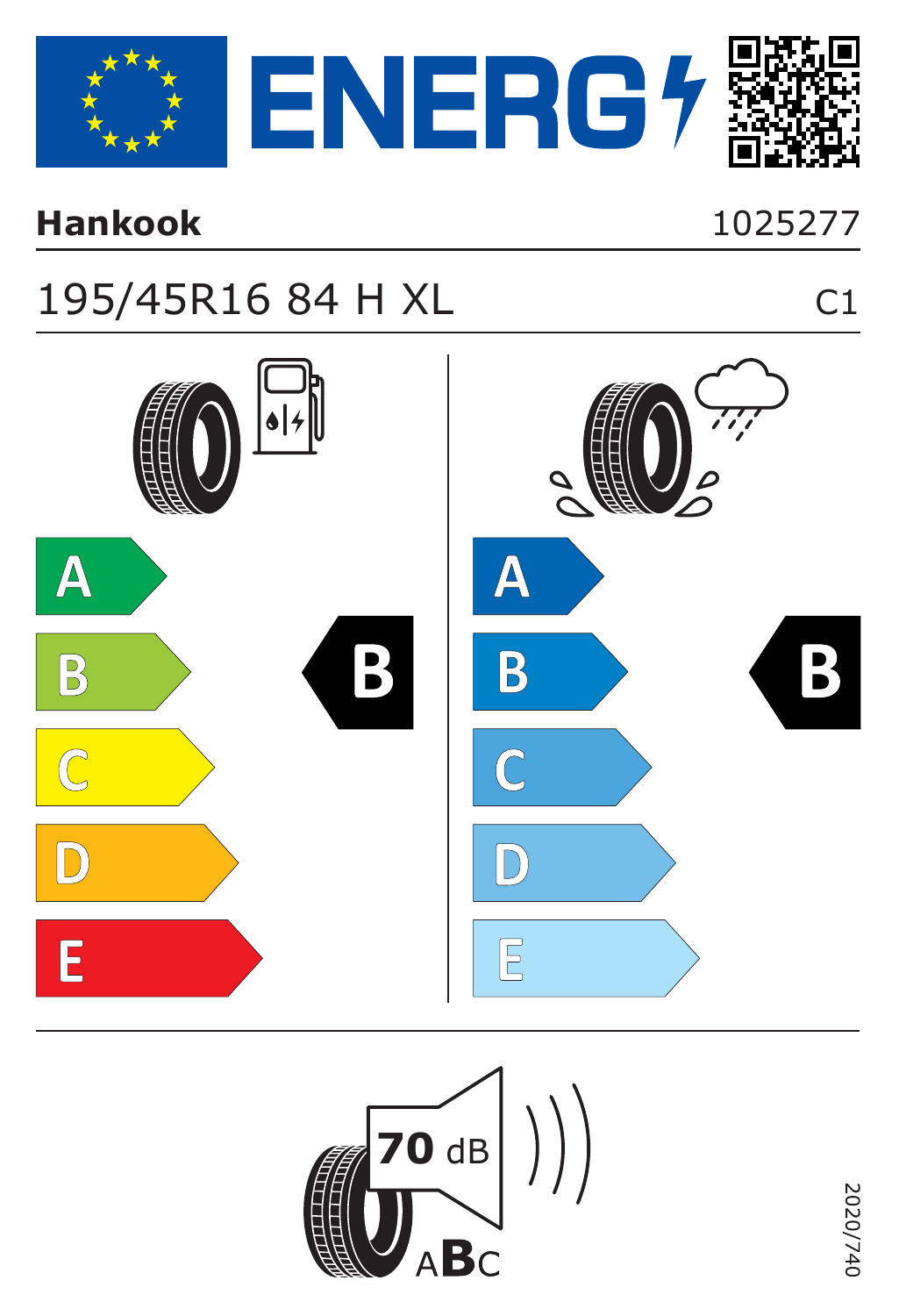# ENERGY

**Hankook** 1025277

195/45R16 84 H XL C1

| Fuel efficiency | Wet grip |
| --- | --- |
| A | A |
| B ◀ **B** | B ◀ **B** |
| C | C |
| D | D |
| E | E |

**70** dB

A**B**C

2020/740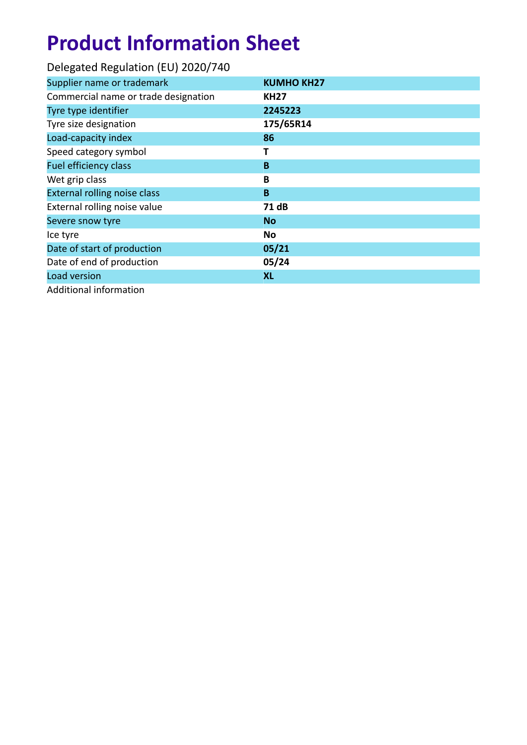# Product Information Sheet

Delegated Regulation (EU) 2020/740

| | |
|---|---|
| Supplier name or trademark | **KUMHO KH27** |
| Commercial name or trade designation | **KH27** |
| Tyre type identifier | **2245223** |
| Tyre size designation | **175/65R14** |
| Load-capacity index | **86** |
| Speed category symbol | **T** |
| Fuel efficiency class | **B** |
| Wet grip class | **B** |
| External rolling noise class | **B** |
| External rolling noise value | **71 dB** |
| Severe snow tyre | **No** |
| Ice tyre | **No** |
| Date of start of production | **05/21** |
| Date of end of production | **05/24** |
| Load version | **XL** |
| Additional information | |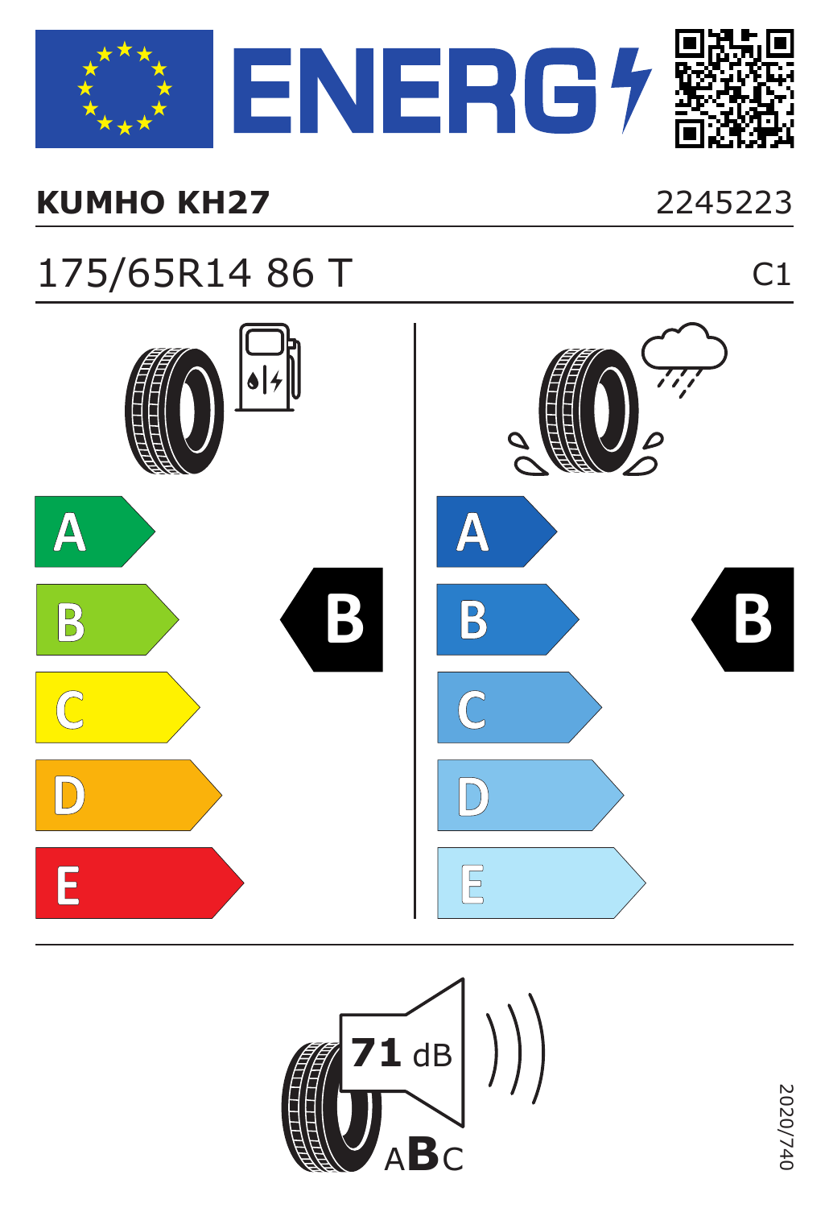# ENERG

**KUMHO KH27** 2245223

175/65R14 86 T C1

| Fuel efficiency | Wet grip |
|---|---|
| A | A |
| **B** ← | **B** ← |
| C | C |
| D | D |
| E | E |

71 dB

A**B**C

2020/740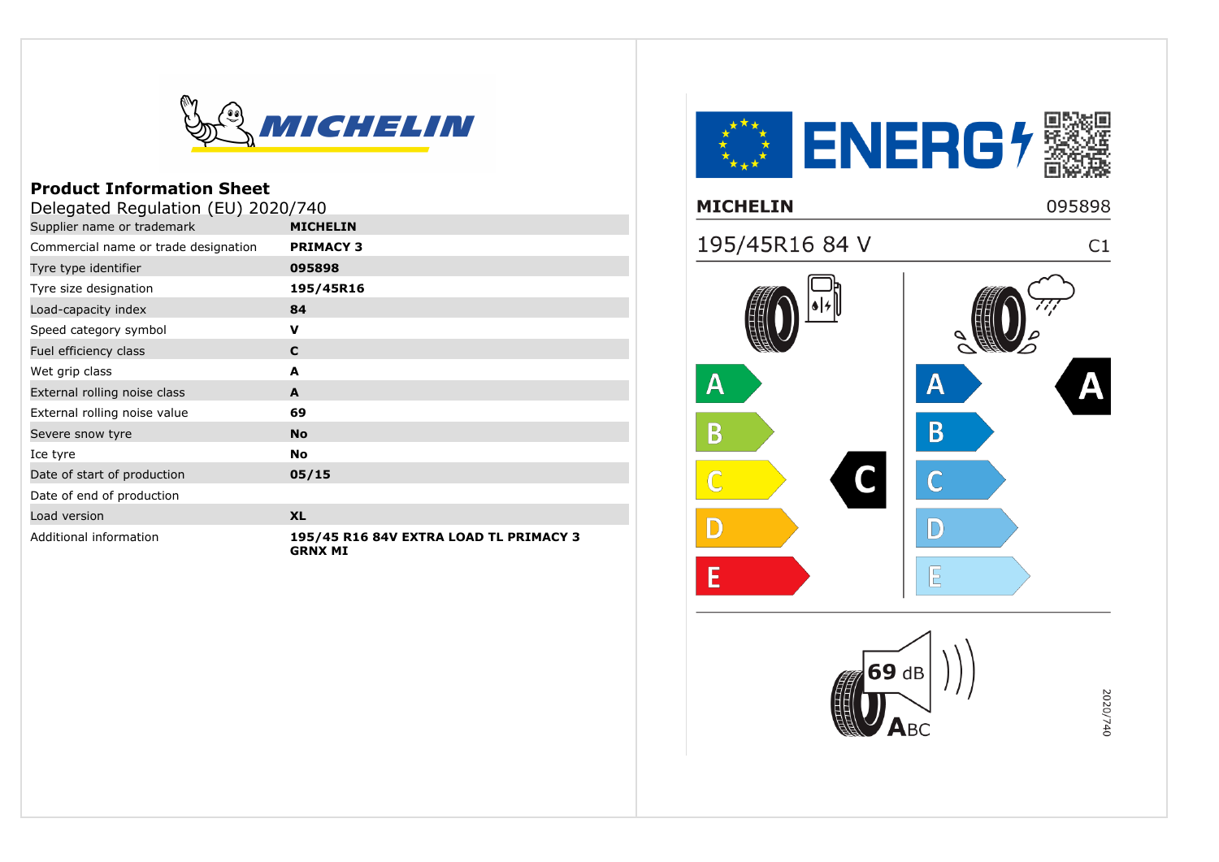MICHELIN

## Product Information Sheet

Delegated Regulation (EU) 2020/740

| | |
|---|---|
| Supplier name or trademark | **MICHELIN** |
| Commercial name or trade designation | **PRIMACY 3** |
| Tyre type identifier | **095898** |
| Tyre size designation | **195/45R16** |
| Load-capacity index | **84** |
| Speed category symbol | **V** |
| Fuel efficiency class | **C** |
| Wet grip class | **A** |
| External rolling noise class | **A** |
| External rolling noise value | **69** |
| Severe snow tyre | **No** |
| Ice tyre | **No** |
| Date of start of production | **05/15** |
| Date of end of production | |
| Load version | **XL** |
| Additional information | **195/45 R16 84V EXTRA LOAD TL PRIMACY 3 GRNX MI** |

ENERG

MICHELIN 095898

195/45R16 84 V C1

A B C D E

C

A B C D E

A

69 dB

ABC

2020/740